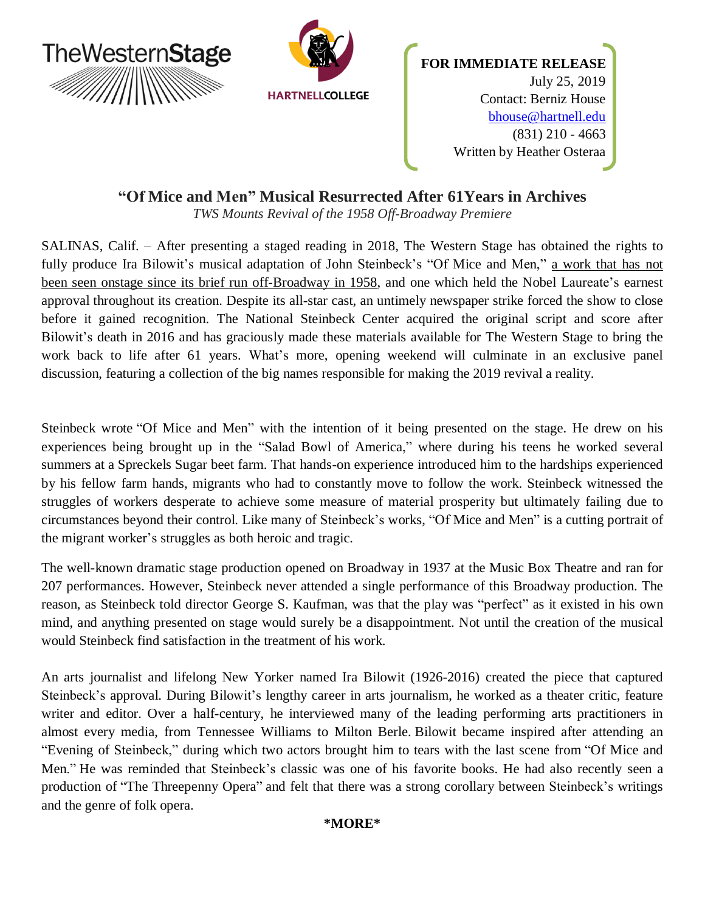TheWesternStage

HARTNELLCOLLEGE

**FOR IMMEDIATE RELEASE**
July 25, 2019
Contact: Berniz House
bhouse@hartnell.edu
(831) 210 - 4663
Written by Heather Osteraa

# "Of Mice and Men" Musical Resurrected After 61Years in Archives

*TWS Mounts Revival of the 1958 Off-Broadway Premiere*

SALINAS, Calif. – After presenting a staged reading in 2018, The Western Stage has obtained the rights to fully produce Ira Bilowit's musical adaptation of John Steinbeck's "Of Mice and Men," a work that has not been seen onstage since its brief run off-Broadway in 1958, and one which held the Nobel Laureate's earnest approval throughout its creation. Despite its all-star cast, an untimely newspaper strike forced the show to close before it gained recognition. The National Steinbeck Center acquired the original script and score after Bilowit's death in 2016 and has graciously made these materials available for The Western Stage to bring the work back to life after 61 years. What's more, opening weekend will culminate in an exclusive panel discussion, featuring a collection of the big names responsible for making the 2019 revival a reality.

Steinbeck wrote "Of Mice and Men" with the intention of it being presented on the stage. He drew on his experiences being brought up in the "Salad Bowl of America," where during his teens he worked several summers at a Spreckels Sugar beet farm. That hands-on experience introduced him to the hardships experienced by his fellow farm hands, migrants who had to constantly move to follow the work. Steinbeck witnessed the struggles of workers desperate to achieve some measure of material prosperity but ultimately failing due to circumstances beyond their control. Like many of Steinbeck's works, "Of Mice and Men" is a cutting portrait of the migrant worker's struggles as both heroic and tragic.

The well-known dramatic stage production opened on Broadway in 1937 at the Music Box Theatre and ran for 207 performances. However, Steinbeck never attended a single performance of this Broadway production. The reason, as Steinbeck told director George S. Kaufman, was that the play was "perfect" as it existed in his own mind, and anything presented on stage would surely be a disappointment. Not until the creation of the musical would Steinbeck find satisfaction in the treatment of his work.

An arts journalist and lifelong New Yorker named Ira Bilowit (1926-2016) created the piece that captured Steinbeck's approval. During Bilowit's lengthy career in arts journalism, he worked as a theater critic, feature writer and editor. Over a half-century, he interviewed many of the leading performing arts practitioners in almost every media, from Tennessee Williams to Milton Berle. Bilowit became inspired after attending an "Evening of Steinbeck," during which two actors brought him to tears with the last scene from "Of Mice and Men." He was reminded that Steinbeck's classic was one of his favorite books. He had also recently seen a production of "The Threepenny Opera" and felt that there was a strong corollary between Steinbeck's writings and the genre of folk opera.

**\*MORE\***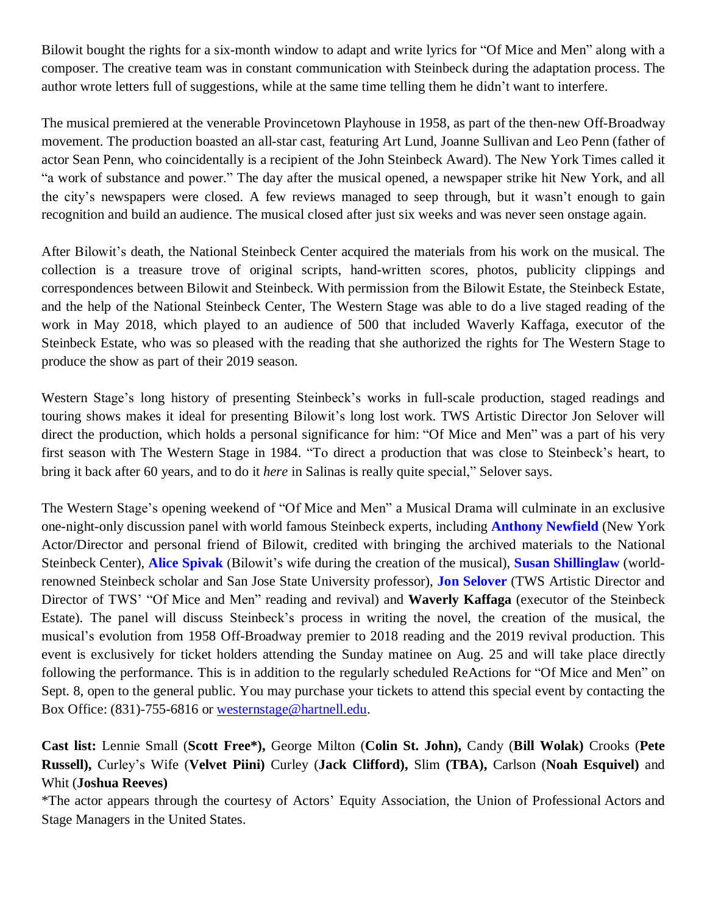Bilowit bought the rights for a six-month window to adapt and write lyrics for "Of Mice and Men" along with a composer. The creative team was in constant communication with Steinbeck during the adaptation process. The author wrote letters full of suggestions, while at the same time telling them he didn't want to interfere.

The musical premiered at the venerable Provincetown Playhouse in 1958, as part of the then-new Off-Broadway movement. The production boasted an all-star cast, featuring Art Lund, Joanne Sullivan and Leo Penn (father of actor Sean Penn, who coincidentally is a recipient of the John Steinbeck Award). The New York Times called it "a work of substance and power." The day after the musical opened, a newspaper strike hit New York, and all the city's newspapers were closed. A few reviews managed to seep through, but it wasn't enough to gain recognition and build an audience. The musical closed after just six weeks and was never seen onstage again.

After Bilowit's death, the National Steinbeck Center acquired the materials from his work on the musical. The collection is a treasure trove of original scripts, hand-written scores, photos, publicity clippings and correspondences between Bilowit and Steinbeck. With permission from the Bilowit Estate, the Steinbeck Estate, and the help of the National Steinbeck Center, The Western Stage was able to do a live staged reading of the work in May 2018, which played to an audience of 500 that included Waverly Kaffaga, executor of the Steinbeck Estate, who was so pleased with the reading that she authorized the rights for The Western Stage to produce the show as part of their 2019 season.

Western Stage's long history of presenting Steinbeck's works in full-scale production, staged readings and touring shows makes it ideal for presenting Bilowit's long lost work. TWS Artistic Director Jon Selover will direct the production, which holds a personal significance for him: "Of Mice and Men" was a part of his very first season with The Western Stage in 1984. "To direct a production that was close to Steinbeck's heart, to bring it back after 60 years, and to do it *here* in Salinas is really quite special," Selover says.

The Western Stage's opening weekend of "Of Mice and Men" a Musical Drama will culminate in an exclusive one-night-only discussion panel with world famous Steinbeck experts, including **Anthony Newfield** (New York Actor/Director and personal friend of Bilowit, credited with bringing the archived materials to the National Steinbeck Center), **Alice Spivak** (Bilowit's wife during the creation of the musical), **Susan Shillinglaw** (world-renowned Steinbeck scholar and San Jose State University professor), **Jon Selover** (TWS Artistic Director and Director of TWS' "Of Mice and Men" reading and revival) and **Waverly Kaffaga** (executor of the Steinbeck Estate). The panel will discuss Steinbeck's process in writing the novel, the creation of the musical, the musical's evolution from 1958 Off-Broadway premier to 2018 reading and the 2019 revival production. This event is exclusively for ticket holders attending the Sunday matinee on Aug. 25 and will take place directly following the performance. This is in addition to the regularly scheduled ReActions for "Of Mice and Men" on Sept. 8, open to the general public. You may purchase your tickets to attend this special event by contacting the Box Office: (831)-755-6816 or westernstage@hartnell.edu.

**Cast list:** Lennie Small (**Scott Free*),** George Milton (**Colin St. John),** Candy (**Bill Wolak)** Crooks (**Pete Russell),** Curley's Wife (**Velvet Piini)** Curley (**Jack Clifford),** Slim **(TBA),** Carlson (**Noah Esquivel)** and Whit (**Joshua Reeves)**

*The actor appears through the courtesy of Actors' Equity Association, the Union of Professional Actors and Stage Managers in the United States.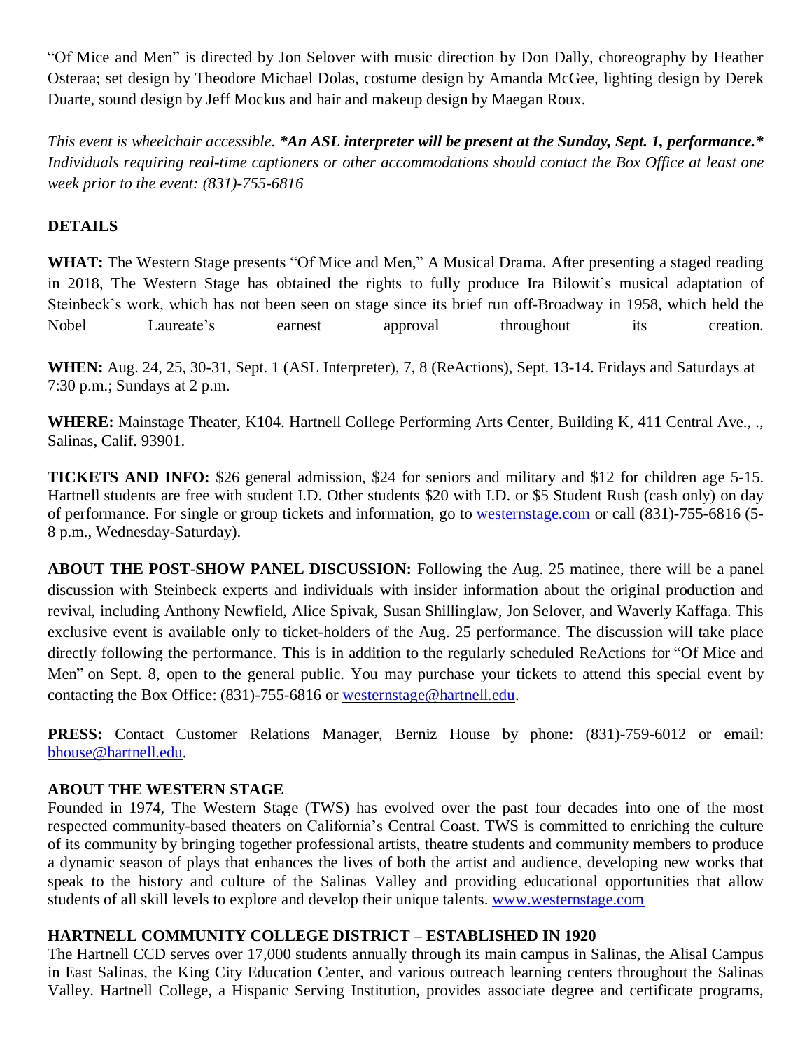"Of Mice and Men" is directed by Jon Selover with music direction by Don Dally, choreography by Heather Osteraa; set design by Theodore Michael Dolas, costume design by Amanda McGee, lighting design by Derek Duarte, sound design by Jeff Mockus and hair and makeup design by Maegan Roux.

*This event is wheelchair accessible.* ***\*An ASL interpreter will be present at the Sunday, Sept. 1, performance.\**** *Individuals requiring real-time captioners or other accommodations should contact the Box Office at least one week prior to the event: (831)-755-6816*

**DETAILS**

**WHAT:** The Western Stage presents "Of Mice and Men," A Musical Drama. After presenting a staged reading in 2018, The Western Stage has obtained the rights to fully produce Ira Bilowit's musical adaptation of Steinbeck's work, which has not been seen on stage since its brief run off-Broadway in 1958, which held the Nobel Laureate's earnest approval throughout its creation.

**WHEN:** Aug. 24, 25, 30-31, Sept. 1 (ASL Interpreter), 7, 8 (ReActions), Sept. 13-14. Fridays and Saturdays at 7:30 p.m.; Sundays at 2 p.m.

**WHERE:** Mainstage Theater, K104. Hartnell College Performing Arts Center, Building K, 411 Central Ave., ., Salinas, Calif. 93901.

**TICKETS AND INFO:** $26 general admission, $24 for seniors and military and $12 for children age 5-15. Hartnell students are free with student I.D. Other students $20 with I.D. or $5 Student Rush (cash only) on day of performance. For single or group tickets and information, go to westernstage.com or call (831)-755-6816 (5-8 p.m., Wednesday-Saturday).

**ABOUT THE POST-SHOW PANEL DISCUSSION:** Following the Aug. 25 matinee, there will be a panel discussion with Steinbeck experts and individuals with insider information about the original production and revival, including Anthony Newfield, Alice Spivak, Susan Shillinglaw, Jon Selover, and Waverly Kaffaga. This exclusive event is available only to ticket-holders of the Aug. 25 performance. The discussion will take place directly following the performance. This is in addition to the regularly scheduled ReActions for "Of Mice and Men" on Sept. 8, open to the general public. You may purchase your tickets to attend this special event by contacting the Box Office: (831)-755-6816 or westernstage@hartnell.edu.

**PRESS:** Contact Customer Relations Manager, Berniz House by phone: (831)-759-6012 or email: bhouse@hartnell.edu.

**ABOUT THE WESTERN STAGE**

Founded in 1974, The Western Stage (TWS) has evolved over the past four decades into one of the most respected community-based theaters on California's Central Coast. TWS is committed to enriching the culture of its community by bringing together professional artists, theatre students and community members to produce a dynamic season of plays that enhances the lives of both the artist and audience, developing new works that speak to the history and culture of the Salinas Valley and providing educational opportunities that allow students of all skill levels to explore and develop their unique talents. www.westernstage.com

**HARTNELL COMMUNITY COLLEGE DISTRICT – ESTABLISHED IN 1920**

The Hartnell CCD serves over 17,000 students annually through its main campus in Salinas, the Alisal Campus in East Salinas, the King City Education Center, and various outreach learning centers throughout the Salinas Valley. Hartnell College, a Hispanic Serving Institution, provides associate degree and certificate programs,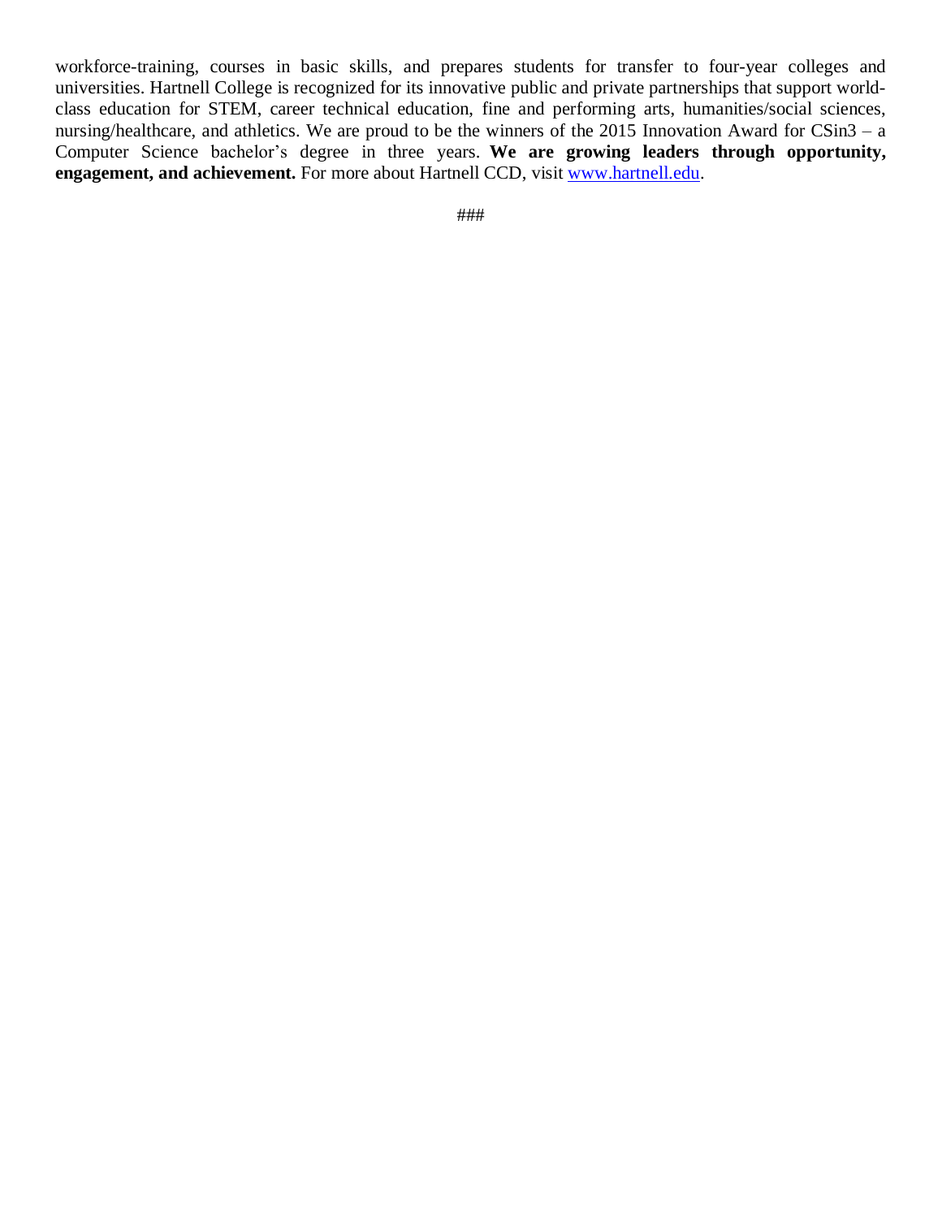workforce-training, courses in basic skills, and prepares students for transfer to four-year colleges and universities. Hartnell College is recognized for its innovative public and private partnerships that support world-class education for STEM, career technical education, fine and performing arts, humanities/social sciences, nursing/healthcare, and athletics. We are proud to be the winners of the 2015 Innovation Award for CSin3 – a Computer Science bachelor's degree in three years. **We are growing leaders through opportunity, engagement, and achievement.** For more about Hartnell CCD, visit [www.hartnell.edu](http://www.hartnell.edu).

###